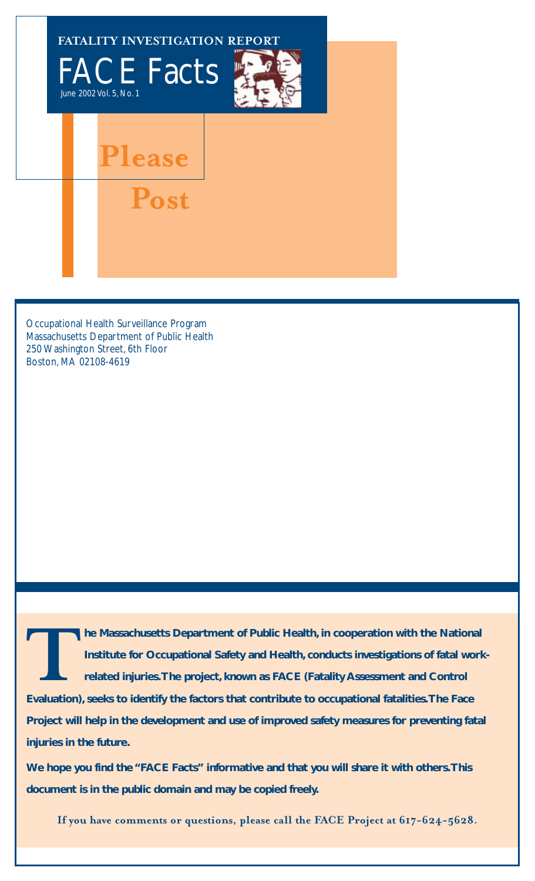**FATALITY INVESTIGATION REPORT**

# FACE Facts

June 2002 Vol. 5, No. 1

# Please Post

Occupational Health Surveillance Program
Massachusetts Department of Public Health
250 Washington Street, 6th Floor
Boston, MA 02108-4619

**The Massachusetts Department of Public Health, in cooperation with the National Institute for Occupational Safety and Health, conducts investigations of fatal work-related injuries. The project, known as FACE (Fatality Assessment and Control Evaluation), seeks to identify the factors that contribute to occupational fatalities. The Face Project will help in the development and use of improved safety measures for preventing fatal injuries in the future.**

**We hope you find the "FACE Facts" informative and that you will share it with others. This document is in the public domain and may be copied freely.**

**If you have comments or questions, please call the FACE Project at 617-624-5628.**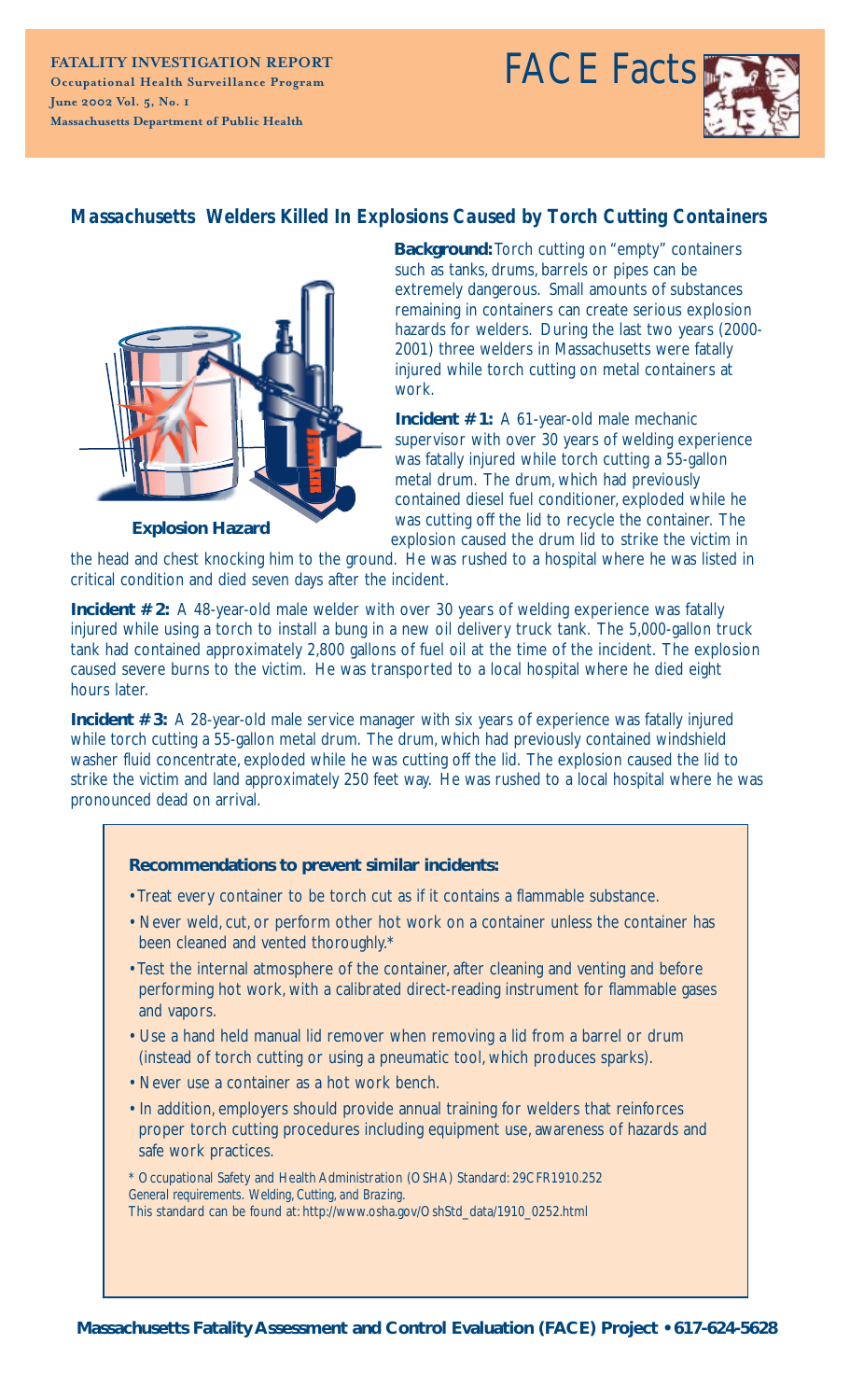**FATALITY INVESTIGATION REPORT**
**Occupational Health Surveillance Program**
**June 2002 Vol. 5, No. 1**
**Massachusetts Department of Public Health**

# FACE Facts

## Massachusetts Welders Killed In Explosions Caused by Torch Cutting Containers

**Explosion Hazard**

**Background:** Torch cutting on "empty" containers such as tanks, drums, barrels or pipes can be extremely dangerous. Small amounts of substances remaining in containers can create serious explosion hazards for welders. During the last two years (2000-2001) three welders in Massachusetts were fatally injured while torch cutting on metal containers at work.

**Incident # 1:** A 61-year-old male mechanic supervisor with over 30 years of welding experience was fatally injured while torch cutting a 55-gallon metal drum. The drum, which had previously contained diesel fuel conditioner, exploded while he was cutting off the lid to recycle the container. The explosion caused the drum lid to strike the victim in the head and chest knocking him to the ground. He was rushed to a hospital where he was listed in critical condition and died seven days after the incident.

**Incident # 2:** A 48-year-old male welder with over 30 years of welding experience was fatally injured while using a torch to install a bung in a new oil delivery truck tank. The 5,000-gallon truck tank had contained approximately 2,800 gallons of fuel oil at the time of the incident. The explosion caused severe burns to the victim. He was transported to a local hospital where he died eight hours later.

**Incident # 3:** A 28-year-old male service manager with six years of experience was fatally injured while torch cutting a 55-gallon metal drum. The drum, which had previously contained windshield washer fluid concentrate, exploded while he was cutting off the lid. The explosion caused the lid to strike the victim and land approximately 250 feet way. He was rushed to a local hospital where he was pronounced dead on arrival.

**Recommendations to prevent similar incidents:**

- Treat every container to be torch cut as if it contains a flammable substance.
- Never weld, cut, or perform other hot work on a container unless the container has been cleaned and vented thoroughly.*
- Test the internal atmosphere of the container, after cleaning and venting and before performing hot work, with a calibrated direct-reading instrument for flammable gases and vapors.
- Use a hand held manual lid remover when removing a lid from a barrel or drum (instead of torch cutting or using a pneumatic tool, which produces sparks).
- Never use a container as a hot work bench.
- In addition, employers should provide annual training for welders that reinforces proper torch cutting procedures including equipment use, awareness of hazards and safe work practices.

\* Occupational Safety and Health Administration (OSHA) Standard: 29CFR1910.252
General requirements. Welding, Cutting, and Brazing.
This standard can be found at: http://www.osha.gov/OshStd_data/1910_0252.html

**Massachusetts Fatality Assessment and Control Evaluation (FACE) Project • 617-624-5628**